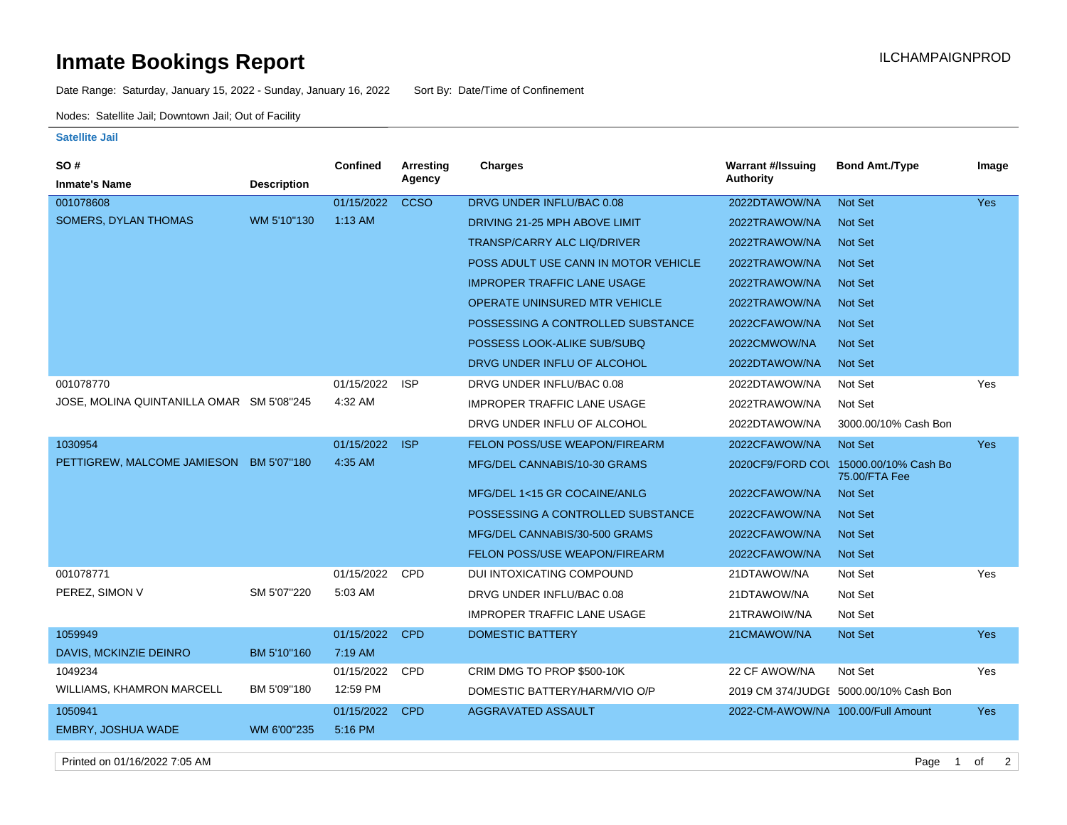# Inmate Bookings Report

ILCHAMPAIGNPROD

Date Range: Saturday, January 15, 2022 - Sunday, January 16, 2022 Sort By: Date/Time of Confinement

Nodes: Satellite Jail; Downtown Jail; Out of Facility

## Satellite Jail

| SO # / Inmate's Name | Description | Confined | Arresting Agency | Charges | Warrant #/Issuing Authority | Bond Amt./Type | Image |
|---|---|---|---|---|---|---|---|
| 001078608 SOMERS, DYLAN THOMAS | WM 5'10"130 | 01/15/2022 1:13 AM | CCSO | DRVG UNDER INFLU/BAC 0.08 | 2022DTAWOW/NA | Not Set | Yes |
| | | | | DRIVING 21-25 MPH ABOVE LIMIT | 2022TRAWOW/NA | Not Set | |
| | | | | TRANSP/CARRY ALC LIQ/DRIVER | 2022TRAWOW/NA | Not Set | |
| | | | | POSS ADULT USE CANN IN MOTOR VEHICLE | 2022TRAWOW/NA | Not Set | |
| | | | | IMPROPER TRAFFIC LANE USAGE | 2022TRAWOW/NA | Not Set | |
| | | | | OPERATE UNINSURED MTR VEHICLE | 2022TRAWOW/NA | Not Set | |
| | | | | POSSESSING A CONTROLLED SUBSTANCE | 2022CFAWOW/NA | Not Set | |
| | | | | POSSESS LOOK-ALIKE SUB/SUBQ | 2022CMWOW/NA | Not Set | |
| | | | | DRVG UNDER INFLU OF ALCOHOL | 2022DTAWOW/NA | Not Set | |
| 001078770 JOSE, MOLINA QUINTANILLA OMAR | SM 5'08"245 | 01/15/2022 4:32 AM | ISP | DRVG UNDER INFLU/BAC 0.08 | 2022DTAWOW/NA | Not Set | Yes |
| | | | | IMPROPER TRAFFIC LANE USAGE | 2022TRAWOW/NA | Not Set | |
| | | | | DRVG UNDER INFLU OF ALCOHOL | 2022DTAWOW/NA | 3000.00/10% Cash Bon | |
| 1030954 PETTIGREW, MALCOME JAMIESON | BM 5'07"180 | 01/15/2022 4:35 AM | ISP | FELON POSS/USE WEAPON/FIREARM | 2022CFAWOW/NA | Not Set | Yes |
| | | | | MFG/DEL CANNABIS/10-30 GRAMS | 2020CF9/FORD COL | 15000.00/10% Cash Bo 75.00/FTA Fee | |
| | | | | MFG/DEL 1<15 GR COCAINE/ANLG | 2022CFAWOW/NA | Not Set | |
| | | | | POSSESSING A CONTROLLED SUBSTANCE | 2022CFAWOW/NA | Not Set | |
| | | | | MFG/DEL CANNABIS/30-500 GRAMS | 2022CFAWOW/NA | Not Set | |
| | | | | FELON POSS/USE WEAPON/FIREARM | 2022CFAWOW/NA | Not Set | |
| 001078771 PEREZ, SIMON V | SM 5'07"220 | 01/15/2022 5:03 AM | CPD | DUI INTOXICATING COMPOUND | 21DTAWOW/NA | Not Set | Yes |
| | | | | DRVG UNDER INFLU/BAC 0.08 | 21DTAWOW/NA | Not Set | |
| | | | | IMPROPER TRAFFIC LANE USAGE | 21TRAWOIW/NA | Not Set | |
| 1059949 DAVIS, MCKINZIE DEINRO | BM 5'10"160 | 01/15/2022 7:19 AM | CPD | DOMESTIC BATTERY | 21CMAWOW/NA | Not Set | Yes |
| 1049234 WILLIAMS, KHAMRON MARCELL | BM 5'09"180 | 01/15/2022 12:59 PM | CPD | CRIM DMG TO PROP $500-10K | 22 CF AWOW/NA | Not Set | Yes |
| | | | | DOMESTIC BATTERY/HARM/VIO O/P | 2019 CM 374/JUDGE | 5000.00/10% Cash Bon | |
| 1050941 EMBRY, JOSHUA WADE | WM 6'00"235 | 01/15/2022 5:16 PM | CPD | AGGRAVATED ASSAULT | 2022-CM-AWOW/NA | 100.00/Full Amount | Yes |

Printed on 01/16/2022 7:05 AM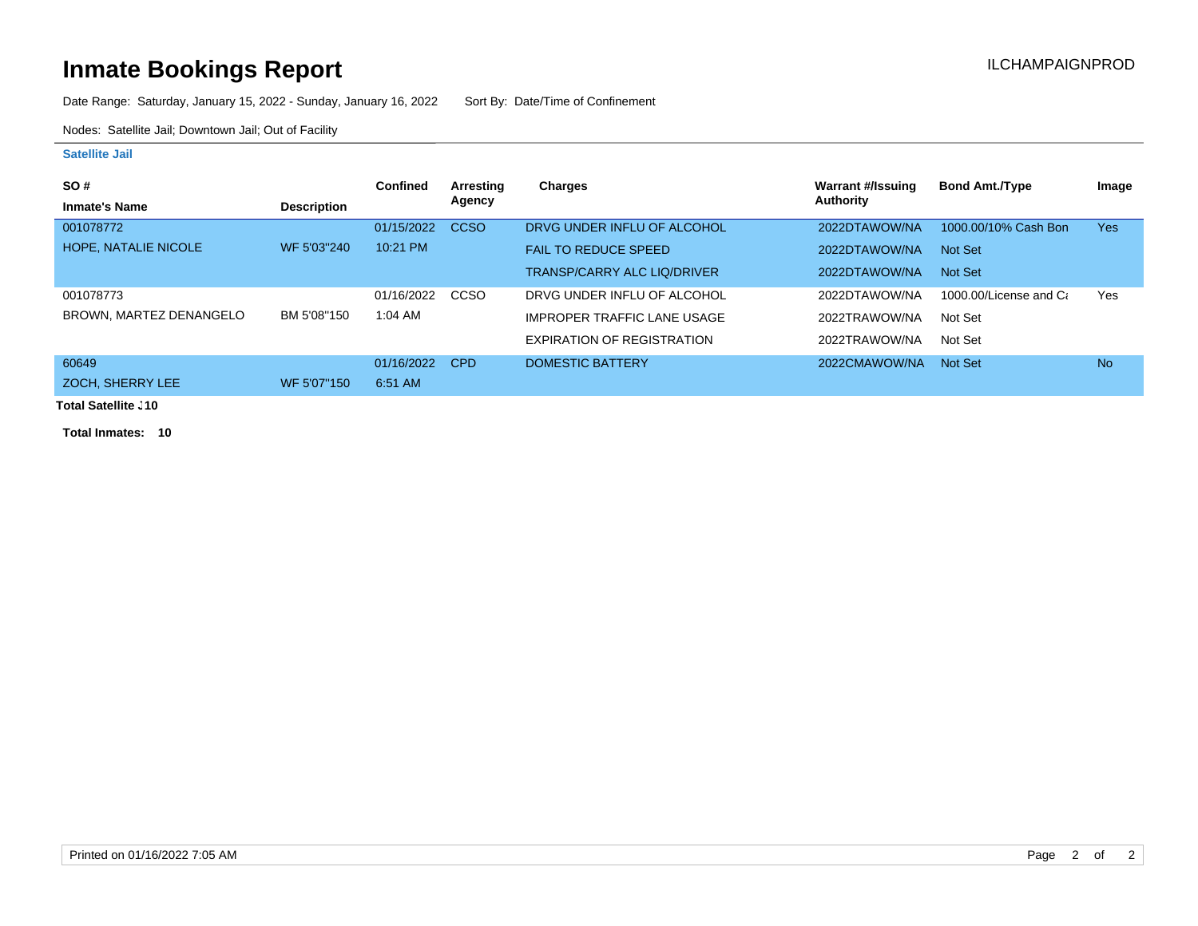# Inmate Bookings Report

ILCHAMPAIGNPROD

Date Range: Saturday, January 15, 2022 - Sunday, January 16, 2022    Sort By: Date/Time of Confinement

Nodes: Satellite Jail; Downtown Jail; Out of Facility

### Satellite Jail

| SO # / Inmate's Name | Description | Confined | Arresting Agency | Charges | Warrant #/Issuing Authority | Bond Amt./Type | Image |
|---|---|---|---|---|---|---|---|
| 001078772 | | 01/15/2022 | CCSO | DRVG UNDER INFLU OF ALCOHOL | 2022DTAWOW/NA | 1000.00/10% Cash Bon | Yes |
| HOPE, NATALIE NICOLE | WF 5'03''240 | 10:21 PM | | FAIL TO REDUCE SPEED | 2022DTAWOW/NA | Not Set | |
| | | | | TRANSP/CARRY ALC LIQ/DRIVER | 2022DTAWOW/NA | Not Set | |
| 001078773 | | 01/16/2022 | CCSO | DRVG UNDER INFLU OF ALCOHOL | 2022DTAWOW/NA | 1000.00/License and Ca | Yes |
| BROWN, MARTEZ DENANGELO | BM 5'08''150 | 1:04 AM | | IMPROPER TRAFFIC LANE USAGE | 2022TRAWOW/NA | Not Set | |
| | | | | EXPIRATION OF REGISTRATION | 2022TRAWOW/NA | Not Set | |
| 60649 | | 01/16/2022 | CPD | DOMESTIC BATTERY | 2022CMAWOW/NA | Not Set | No |
| ZOCH, SHERRY LEE | WF 5'07''150 | 6:51 AM | | | | | |

**Total Satellite J 10**

**Total Inmates: 10**

Printed on 01/16/2022 7:05 AM